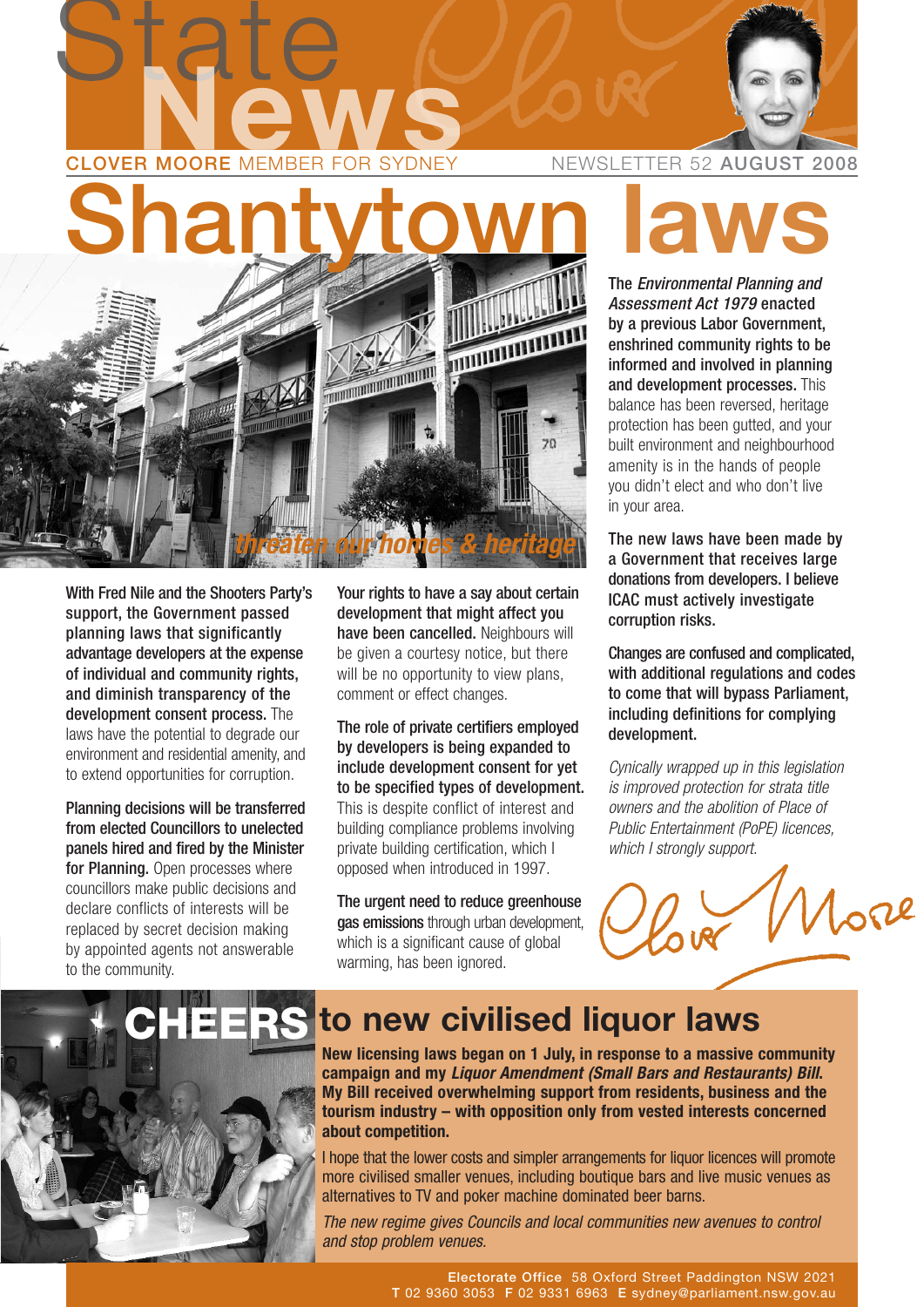# State News

**CLOVER MOORE** MEMBER FOR SYDNEY

NEWSLETTER 52 **AUGUST 2008**

# Shantytown laws

*threaten our homes & heritage*

**With Fred Nile and the Shooters Party's support, the Government passed planning laws that significantly advantage developers at the expense of individual and community rights, and diminish transparency of the development consent process.** The laws have the potential to degrade our environment and residential amenity, and to extend opportunities for corruption.

**Planning decisions will be transferred from elected Councillors to unelected panels hired and fired by the Minister for Planning.** Open processes where councillors make public decisions and declare conflicts of interests will be replaced by secret decision making by appointed agents not answerable to the community.

**Your rights to have a say about certain development that might affect you have been cancelled.** Neighbours will be given a courtesy notice, but there will be no opportunity to view plans, comment or effect changes.

**The role of private certifiers employed by developers is being expanded to include development consent for yet to be specified types of development.** This is despite conflict of interest and building compliance problems involving private building certification, which I opposed when introduced in 1997.

**The urgent need to reduce greenhouse gas emissions** through urban development, which is a significant cause of global warming, has been ignored.

**The *Environmental Planning and Assessment Act 1979* enacted by a previous Labor Government, enshrined community rights to be informed and involved in planning and development processes.** This balance has been reversed, heritage protection has been gutted, and your built environment and neighbourhood amenity is in the hands of people you didn't elect and who don't live in your area.

**The new laws have been made by a Government that receives large donations from developers. I believe ICAC must actively investigate corruption risks.**

**Changes are confused and complicated, with additional regulations and codes to come that will bypass Parliament, including definitions for complying development.**

*Cynically wrapped up in this legislation is improved protection for strata title owners and the abolition of Place of Public Entertainment (PoPE) licences, which I strongly support.*

Clover Moore

## CHEERS to new civilised liquor laws

**New licensing laws began on 1 July, in response to a massive community campaign and my *Liquor Amendment (Small Bars and Restaurants) Bill*. My Bill received overwhelming support from residents, business and the tourism industry – with opposition only from vested interests concerned about competition.**

I hope that the lower costs and simpler arrangements for liquor licences will promote more civilised smaller venues, including boutique bars and live music venues as alternatives to TV and poker machine dominated beer barns.

*The new regime gives Councils and local communities new avenues to control and stop problem venues.*

**Electorate Office** 58 Oxford Street Paddington NSW 2021
**T** 02 9360 3053 **F** 02 9331 6963 **E** sydney@parliament.nsw.gov.au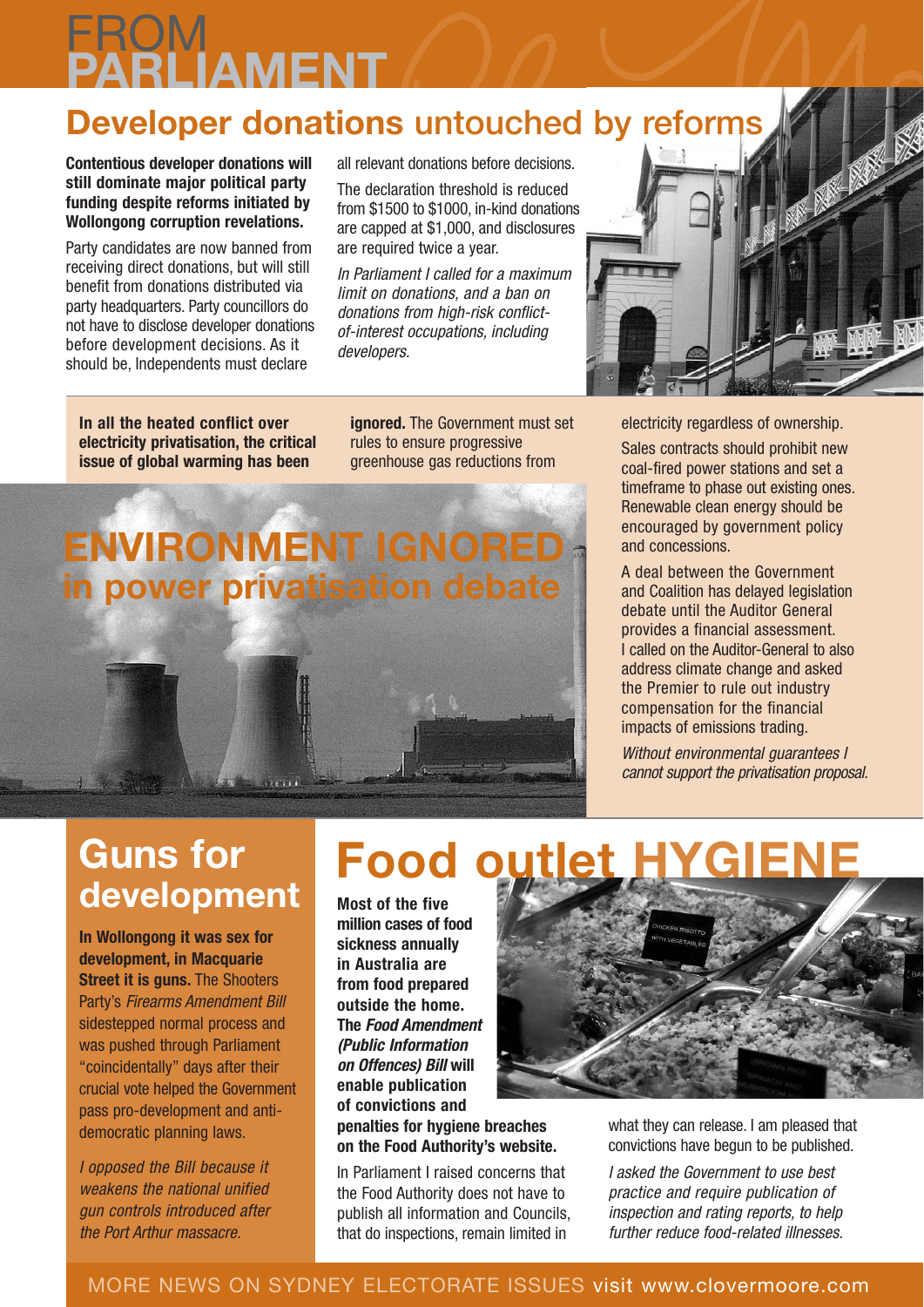# FROM PARLIAMENT

## Developer donations untouched by reforms

**Contentious developer donations will still dominate major political party funding despite reforms initiated by Wollongong corruption revelations.**

Party candidates are now banned from receiving direct donations, but will still benefit from donations distributed via party headquarters. Party councillors do not have to disclose developer donations before development decisions. As it should be, Independents must declare all relevant donations before decisions.

The declaration threshold is reduced from $1500 to $1000, in-kind donations are capped at $1,000, and disclosures are required twice a year.

*In Parliament I called for a maximum limit on donations, and a ban on donations from high-risk conflict-of-interest occupations, including developers.*

## ENVIRONMENT IGNORED in power privatisation debate

**In all the heated conflict over electricity privatisation, the critical issue of global warming has been ignored.** The Government must set rules to ensure progressive greenhouse gas reductions from electricity regardless of ownership.

Sales contracts should prohibit new coal-fired power stations and set a timeframe to phase out existing ones. Renewable clean energy should be encouraged by government policy and concessions.

A deal between the Government and Coalition has delayed legislation debate until the Auditor General provides a financial assessment. I called on the Auditor-General to also address climate change and asked the Premier to rule out industry compensation for the financial impacts of emissions trading.

*Without environmental guarantees I cannot support the privatisation proposal.*

## Guns for development

**In Wollongong it was sex for development, in Macquarie Street it is guns.** The Shooters Party's *Firearms Amendment Bill* sidestepped normal process and was pushed through Parliament "coincidentally" days after their crucial vote helped the Government pass pro-development and anti-democratic planning laws.

*I opposed the Bill because it weakens the national unified gun controls introduced after the Port Arthur massacre.*

## Food outlet HYGIENE

**Most of the five million cases of food sickness annually in Australia are from food prepared outside the home. The *Food Amendment (Public Information on Offences) Bill* will enable publication of convictions and penalties for hygiene breaches on the Food Authority's website.**

In Parliament I raised concerns that the Food Authority does not have to publish all information and Councils, that do inspections, remain limited in what they can release. I am pleased that convictions have begun to be published.

*I asked the Government to use best practice and require publication of inspection and rating reports, to help further reduce food-related illnesses.*

MORE NEWS ON SYDNEY ELECTORATE ISSUES visit www.clovermoore.com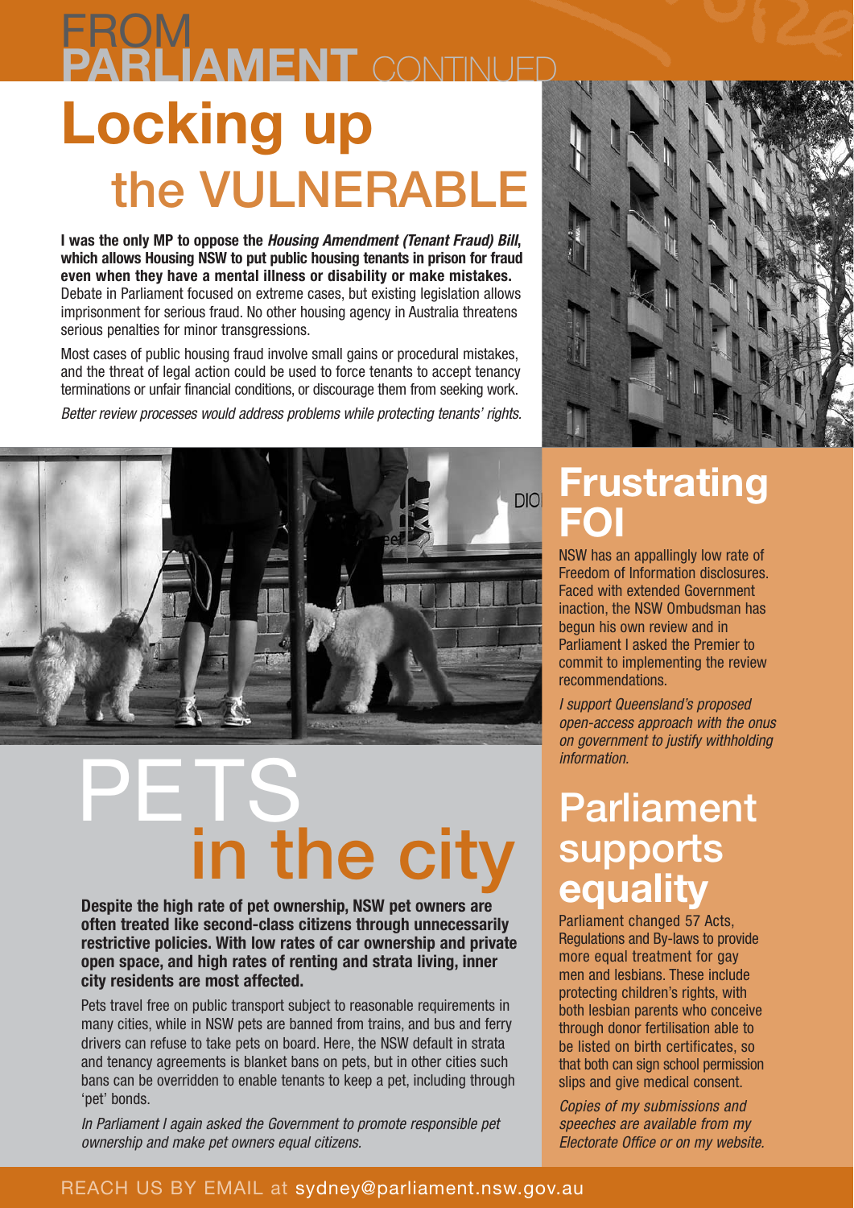# FROM PARLIAMENT CONTINUED

## Locking up the VULNERABLE

**I was the only MP to oppose the *Housing Amendment (Tenant Fraud) Bill*, which allows Housing NSW to put public housing tenants in prison for fraud even when they have a mental illness or disability or make mistakes.** Debate in Parliament focused on extreme cases, but existing legislation allows imprisonment for serious fraud. No other housing agency in Australia threatens serious penalties for minor transgressions.

Most cases of public housing fraud involve small gains or procedural mistakes, and the threat of legal action could be used to force tenants to accept tenancy terminations or unfair financial conditions, or discourage them from seeking work.

*Better review processes would address problems while protecting tenants' rights.*

## Frustrating FOI

NSW has an appallingly low rate of Freedom of Information disclosures. Faced with extended Government inaction, the NSW Ombudsman has begun his own review and in Parliament I asked the Premier to commit to implementing the review recommendations.

*I support Queensland's proposed open-access approach with the onus on government to justify withholding information.*

## PETS in the city

**Despite the high rate of pet ownership, NSW pet owners are often treated like second-class citizens through unnecessarily restrictive policies. With low rates of car ownership and private open space, and high rates of renting and strata living, inner city residents are most affected.**

Pets travel free on public transport subject to reasonable requirements in many cities, while in NSW pets are banned from trains, and bus and ferry drivers can refuse to take pets on board. Here, the NSW default in strata and tenancy agreements is blanket bans on pets, but in other cities such bans can be overridden to enable tenants to keep a pet, including through 'pet' bonds.

*In Parliament I again asked the Government to promote responsible pet ownership and make pet owners equal citizens.*

## Parliament supports equality

Parliament changed 57 Acts, Regulations and By-laws to provide more equal treatment for gay men and lesbians. These include protecting children's rights, with both lesbian parents who conceive through donor fertilisation able to be listed on birth certificates, so that both can sign school permission slips and give medical consent.

*Copies of my submissions and speeches are available from my Electorate Office or on my website.*

REACH US BY EMAIL at sydney@parliament.nsw.gov.au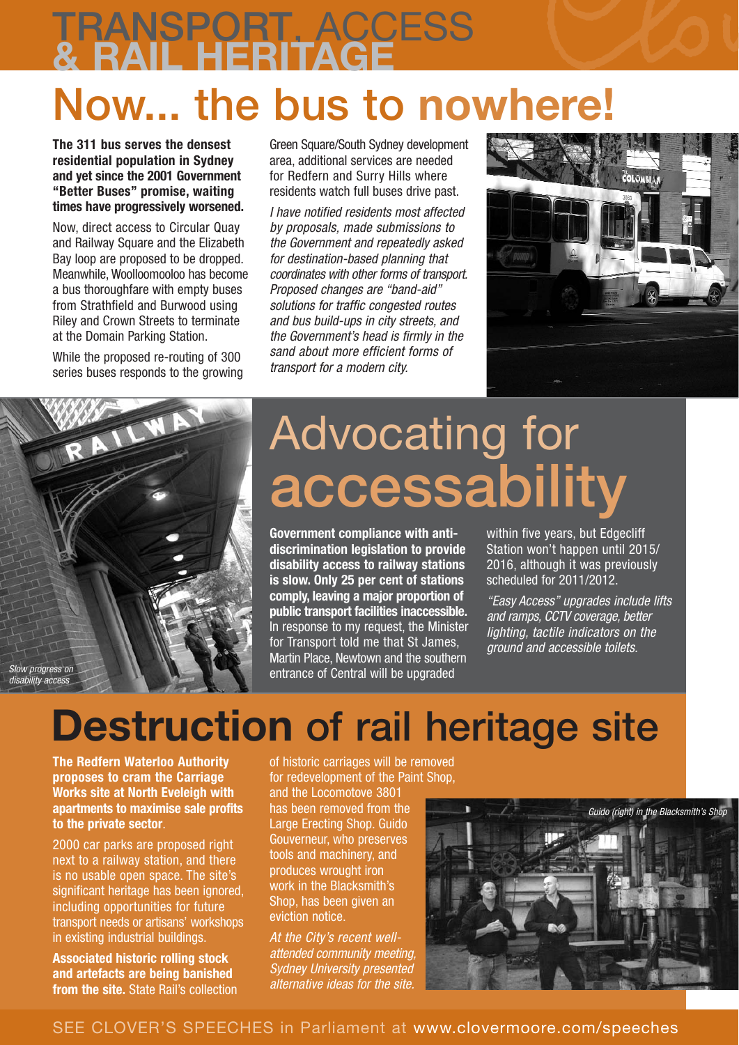# TRANSPORT, ACCESS & RAIL HERITAGE

## Now... the bus to nowhere!

**The 311 bus serves the densest residential population in Sydney and yet since the 2001 Government "Better Buses" promise, waiting times have progressively worsened.**

Now, direct access to Circular Quay and Railway Square and the Elizabeth Bay loop are proposed to be dropped. Meanwhile, Woolloomooloo has become a bus thoroughfare with empty buses from Strathfield and Burwood using Riley and Crown Streets to terminate at the Domain Parking Station.

While the proposed re-routing of 300 series buses responds to the growing Green Square/South Sydney development area, additional services are needed for Redfern and Surry Hills where residents watch full buses drive past.

*I have notified residents most affected by proposals, made submissions to the Government and repeatedly asked for destination-based planning that coordinates with other forms of transport. Proposed changes are "band-aid" solutions for traffic congested routes and bus build-ups in city streets, and the Government's head is firmly in the sand about more efficient forms of transport for a modern city.*

*Slow progress on disability access*

## Advocating for accessability

**Government compliance with anti-discrimination legislation to provide disability access to railway stations is slow. Only 25 per cent of stations comply, leaving a major proportion of public transport facilities inaccessible.** In response to my request, the Minister for Transport told me that St James, Martin Place, Newtown and the southern entrance of Central will be upgraded within five years, but Edgecliff Station won't happen until 2015/2016, although it was previously scheduled for 2011/2012.

*"Easy Access" upgrades include lifts and ramps, CCTV coverage, better lighting, tactile indicators on the ground and accessible toilets.*

## Destruction of rail heritage site

**The Redfern Waterloo Authority proposes to cram the Carriage Works site at North Eveleigh with apartments to maximise sale profits to the private sector**.

2000 car parks are proposed right next to a railway station, and there is no usable open space. The site's significant heritage has been ignored, including opportunities for future transport needs or artisans' workshops in existing industrial buildings.

**Associated historic rolling stock and artefacts are being banished from the site.** State Rail's collection of historic carriages will be removed for redevelopment of the Paint Shop, and the Locomotove 3801 has been removed from the Large Erecting Shop. Guido Gouverneur, who preserves tools and machinery, and produces wrought iron work in the Blacksmith's Shop, has been given an eviction notice.

*At the City's recent well-attended community meeting, Sydney University presented alternative ideas for the site.*

*Guido (right) in the Blacksmith's Shop*

SEE CLOVER'S SPEECHES in Parliament at www.clovermoore.com/speeches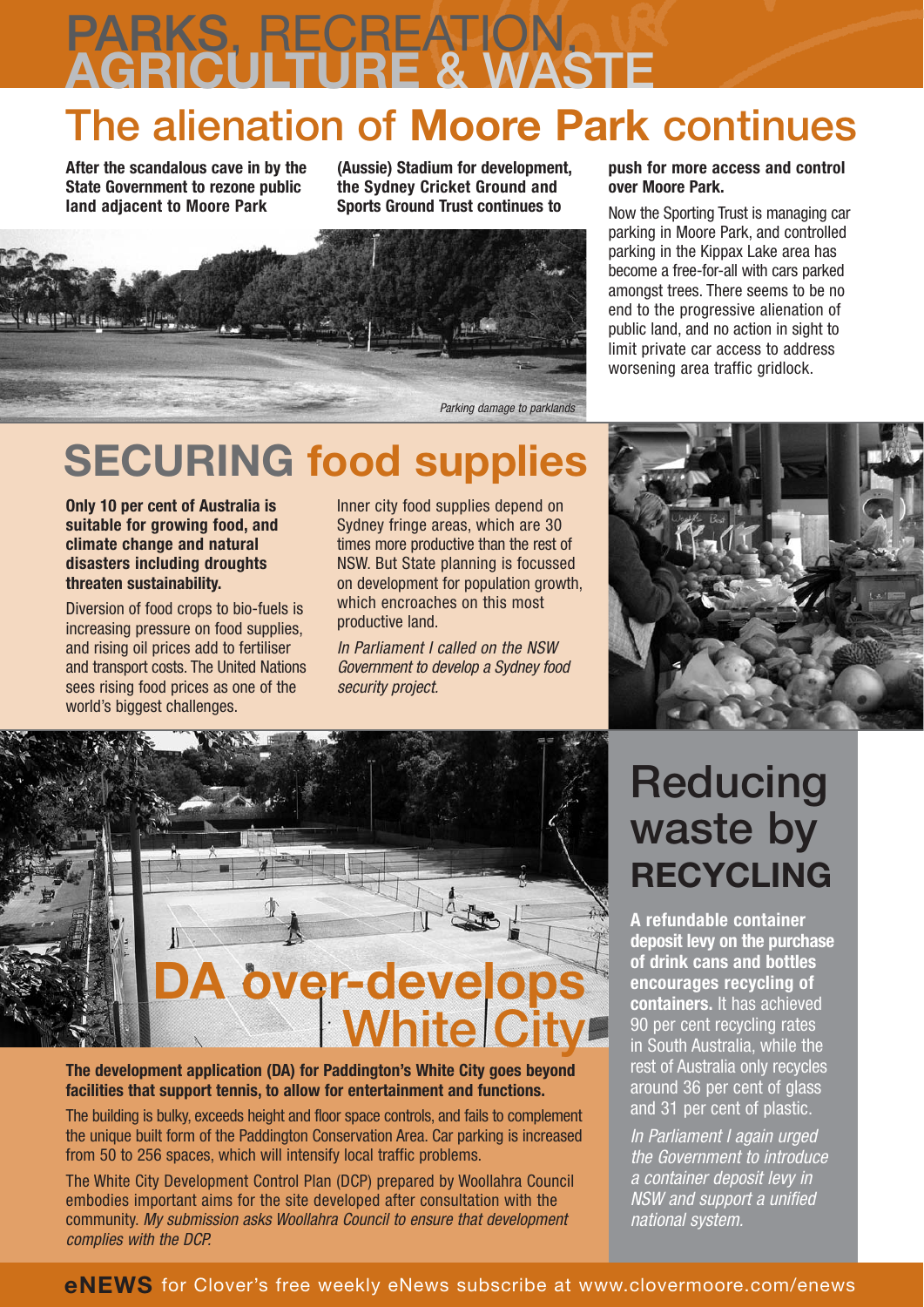# PARKS, RECREATION, AGRICULTURE & WASTE

## The alienation of Moore Park continues

**After the scandalous cave in by the State Government to rezone public land adjacent to Moore Park (Aussie) Stadium for development, the Sydney Cricket Ground and Sports Ground Trust continues to push for more access and control over Moore Park.**

*Parking damage to parklands*

Now the Sporting Trust is managing car parking in Moore Park, and controlled parking in the Kippax Lake area has become a free-for-all with cars parked amongst trees. There seems to be no end to the progressive alienation of public land, and no action in sight to limit private car access to address worsening area traffic gridlock.

## SECURING food supplies

**Only 10 per cent of Australia is suitable for growing food, and climate change and natural disasters including droughts threaten sustainability.**

Diversion of food crops to bio-fuels is increasing pressure on food supplies, and rising oil prices add to fertiliser and transport costs. The United Nations sees rising food prices as one of the world's biggest challenges.

Inner city food supplies depend on Sydney fringe areas, which are 30 times more productive than the rest of NSW. But State planning is focussed on development for population growth, which encroaches on this most productive land.

*In Parliament I called on the NSW Government to develop a Sydney food security project.*

## DA over-develops White City

**The development application (DA) for Paddington's White City goes beyond facilities that support tennis, to allow for entertainment and functions.**

The building is bulky, exceeds height and floor space controls, and fails to complement the unique built form of the Paddington Conservation Area. Car parking is increased from 50 to 256 spaces, which will intensify local traffic problems.

The White City Development Control Plan (DCP) prepared by Woollahra Council embodies important aims for the site developed after consultation with the community. *My submission asks Woollahra Council to ensure that development complies with the DCP.*

## Reducing waste by RECYCLING

**A refundable container deposit levy on the purchase of drink cans and bottles encourages recycling of containers.** It has achieved 90 per cent recycling rates in South Australia, while the rest of Australia only recycles around 36 per cent of glass and 31 per cent of plastic.

*In Parliament I again urged the Government to introduce a container deposit levy in NSW and support a unified national system.*

**eNEWS** for Clover's free weekly eNews subscribe at www.clovermoore.com/enews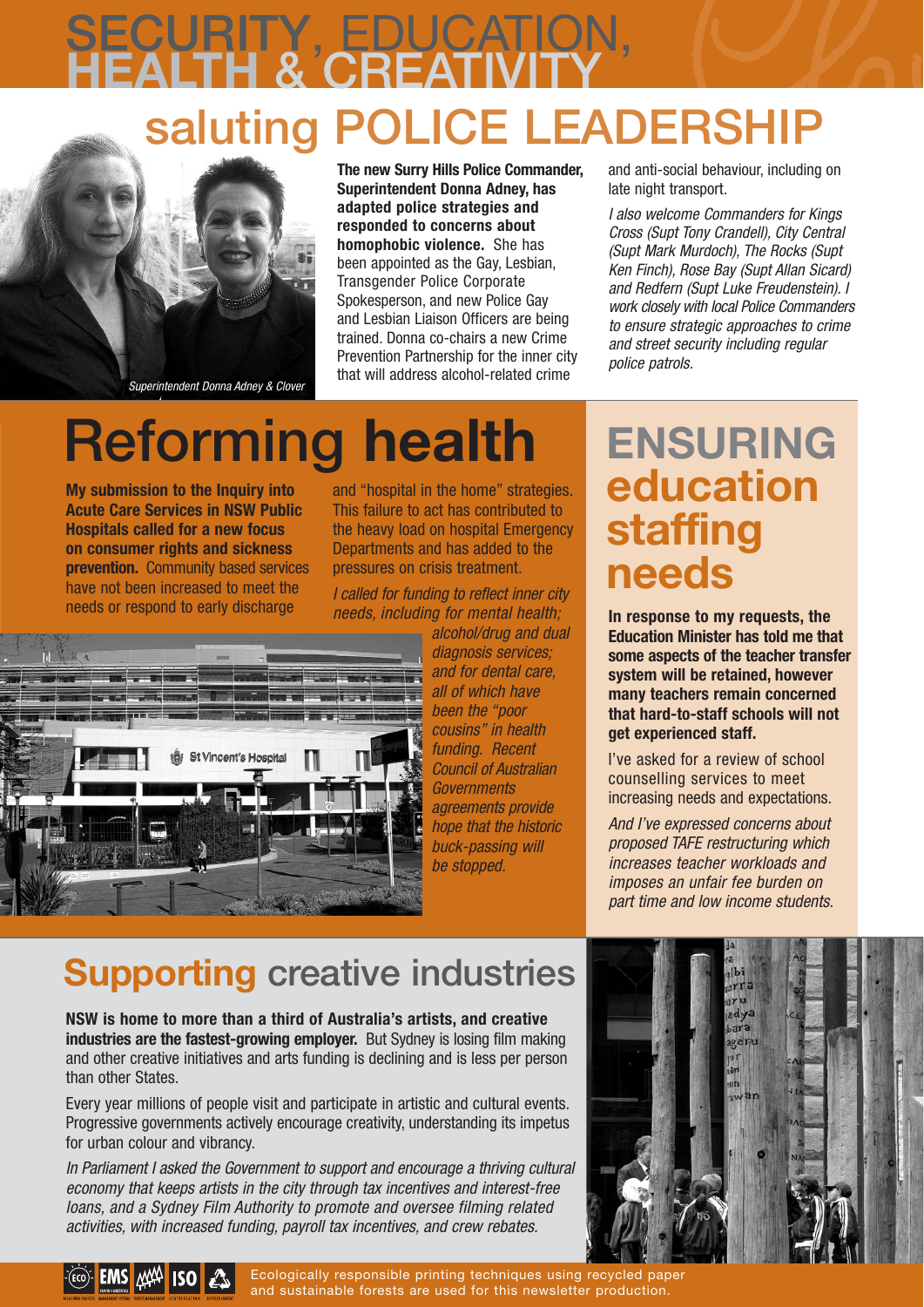# SECURITY, EDUCATION, HEALTH & CREATIVITY

## saluting POLICE LEADERSHIP

*Superintendent Donna Adney & Clover*

**The new Surry Hills Police Commander, Superintendent Donna Adney, has adapted police strategies and responded to concerns about homophobic violence.** She has been appointed as the Gay, Lesbian, Transgender Police Corporate Spokesperson, and new Police Gay and Lesbian Liaison Officers are being trained. Donna co-chairs a new Crime Prevention Partnership for the inner city that will address alcohol-related crime and anti-social behaviour, including on late night transport.

*I also welcome Commanders for Kings Cross (Supt Tony Crandell), City Central (Supt Mark Murdoch), The Rocks (Supt Ken Finch), Rose Bay (Supt Allan Sicard) and Redfern (Supt Luke Freudenstein). I work closely with local Police Commanders to ensure strategic approaches to crime and street security including regular police patrols.*

## Reforming health

**My submission to the Inquiry into Acute Care Services in NSW Public Hospitals called for a new focus on consumer rights and sickness prevention.** Community based services have not been increased to meet the needs or respond to early discharge and "hospital in the home" strategies. This failure to act has contributed to the heavy load on hospital Emergency Departments and has added to the pressures on crisis treatment.

*I called for funding to reflect inner city needs, including for mental health; alcohol/drug and dual diagnosis services; and for dental care, all of which have been the "poor cousins" in health funding. Recent Council of Australian Governments agreements provide hope that the historic buck-passing will be stopped.*

## ENSURING education staffing needs

**In response to my requests, the Education Minister has told me that some aspects of the teacher transfer system will be retained, however many teachers remain concerned that hard-to-staff schools will not get experienced staff.**

I've asked for a review of school counselling services to meet increasing needs and expectations.

*And I've expressed concerns about proposed TAFE restructuring which increases teacher workloads and imposes an unfair fee burden on part time and low income students.*

## Supporting creative industries

**NSW is home to more than a third of Australia's artists, and creative industries are the fastest-growing employer.** But Sydney is losing film making and other creative initiatives and arts funding is declining and is less per person than other States.

Every year millions of people visit and participate in artistic and cultural events. Progressive governments actively encourage creativity, understanding its impetus for urban colour and vibrancy.

*In Parliament I asked the Government to support and encourage a thriving cultural economy that keeps artists in the city through tax incentives and interest-free loans, and a Sydney Film Authority to promote and oversee filming related activities, with increased funding, payroll tax incentives, and crew rebates.*

Ecologically responsible printing techniques using recycled paper and sustainable forests are used for this newsletter production.